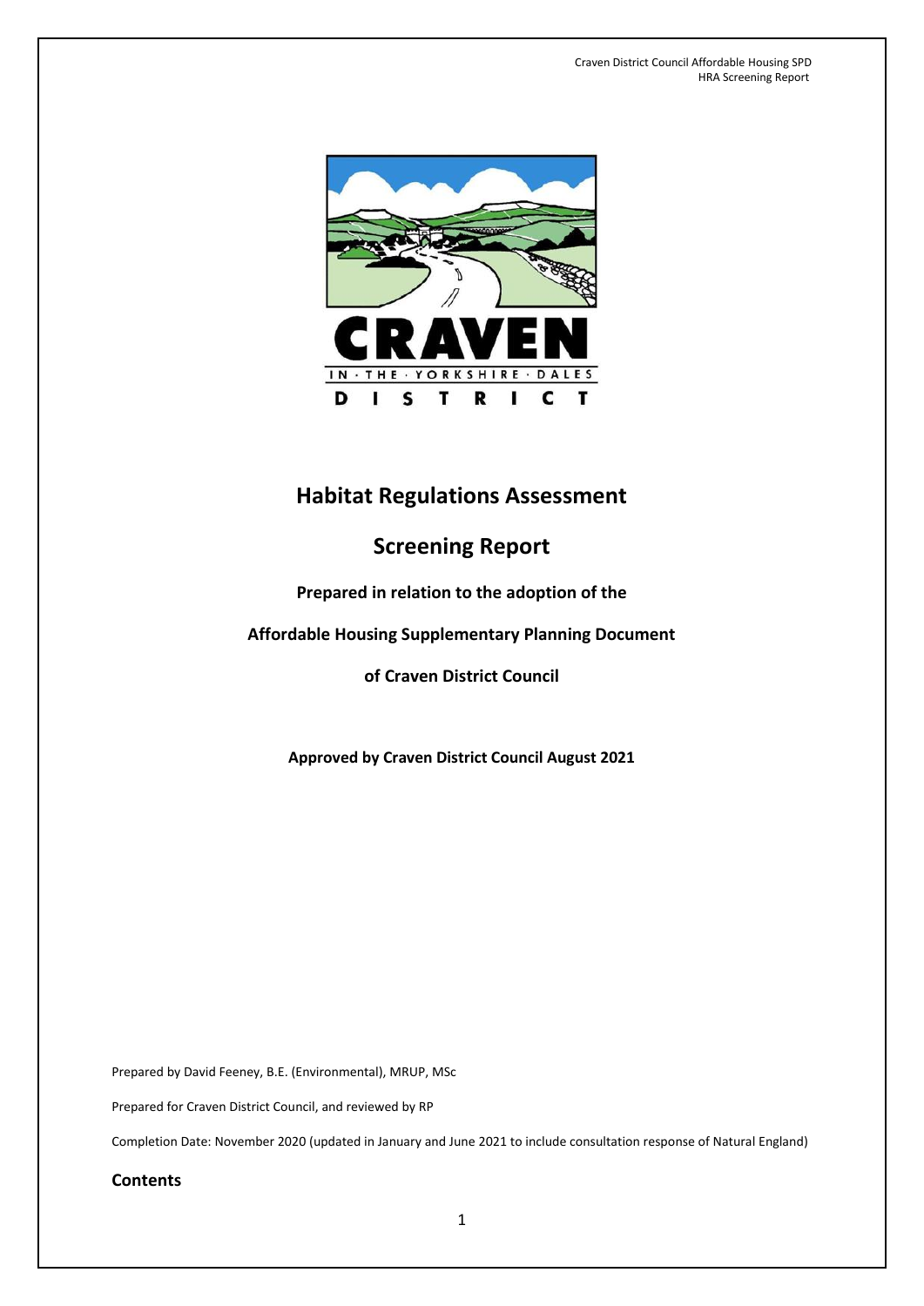# Habitat Regulations Assessment

## Screening Report

**Prepared in relation to the adoption of the**

**Affordable Housing Supplementary Planning Document**

**of Craven District Council**

**Approved by Craven District Council August 2021**

Prepared by David Feeney, B.E. (Environmental), MRUP, MSc

Prepared for Craven District Council, and reviewed by RP

Completion Date: November 2020 (updated in January and June 2021 to include consultation response of Natural England)

**Contents**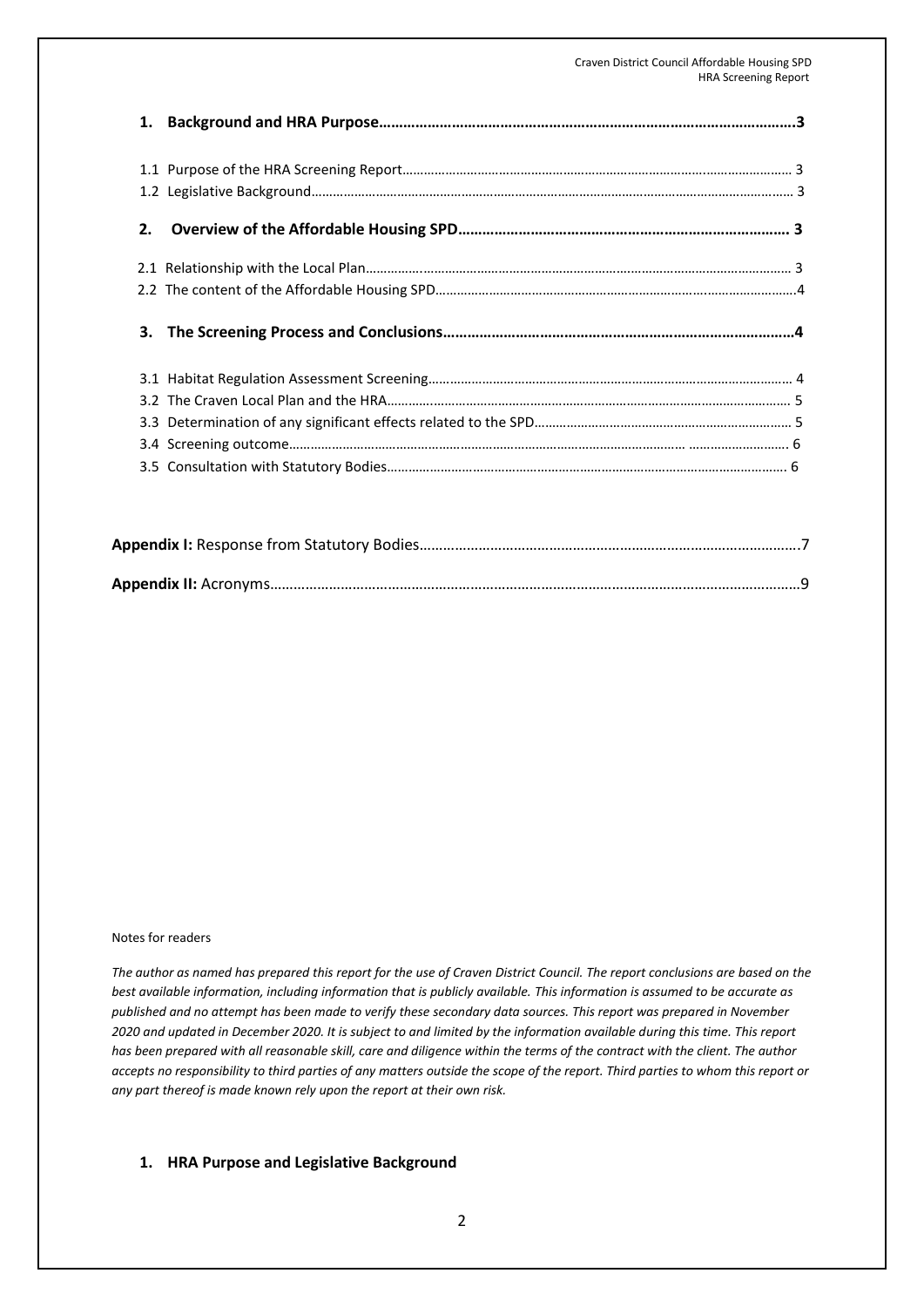**1. Background and HRA Purpose……………………………………………………………………………………….3**

1.1 Purpose of the HRA Screening Report…………………………………………………………………………………… 3
1.2 Legislative Background…………………………………………………………………………………………………………… 3

**2. Overview of the Affordable Housing SPD……………………………………………………………………… 3**

2.1 Relationship with the Local Plan………………………………………………………………………………………… 3
2.2 The content of the Affordable Housing SPD………………………………………………………………………………4

**3. The Screening Process and Conclusions…………………………………………………………………………….4**

3.1 Habitat Regulation Assessment Screening…………………………………………………………………………… 4
3.2 The Craven Local Plan and the HRA……………………………………………………………………………………… 5
3.3 Determination of any significant effects related to the SPD……………………………………………………… 5
3.4 Screening outcome……………………………………………………………………………………………………. 6
3.5 Consultation with Statutory Bodies……………………………………………………………………………………… 6

**Appendix I:** Response from Statutory Bodies…………………………………………………………………………………….7

**Appendix II:** Acronyms……………………………………………………………………………………………………………………9

Notes for readers

*The author as named has prepared this report for the use of Craven District Council. The report conclusions are based on the best available information, including information that is publicly available. This information is assumed to be accurate as published and no attempt has been made to verify these secondary data sources. This report was prepared in November 2020 and updated in December 2020. It is subject to and limited by the information available during this time. This report has been prepared with all reasonable skill, care and diligence within the terms of the contract with the client. The author accepts no responsibility to third parties of any matters outside the scope of the report. Third parties to whom this report or any part thereof is made known rely upon the report at their own risk.*

## 1. HRA Purpose and Legislative Background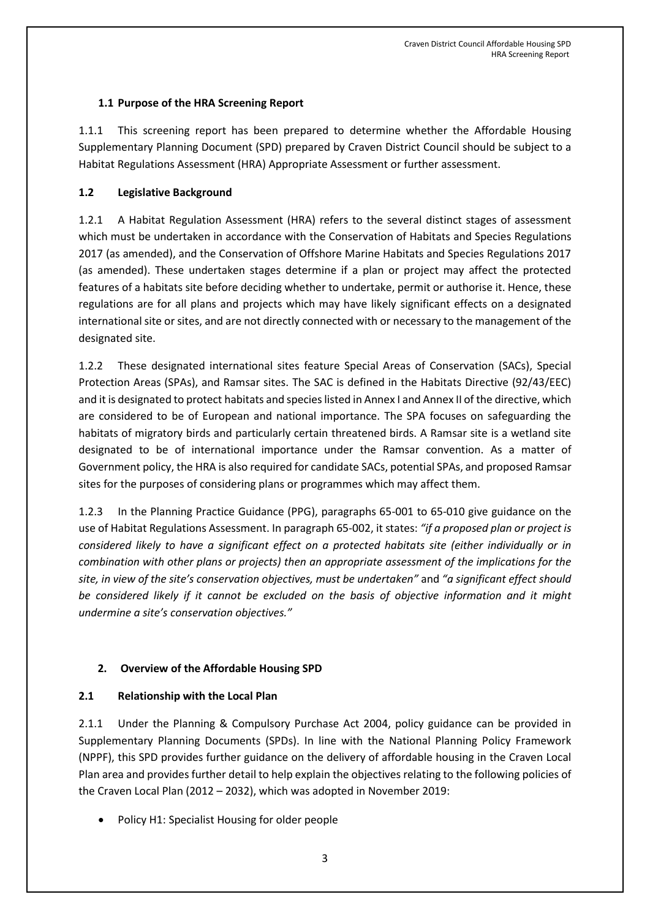### 1.1 Purpose of the HRA Screening Report

1.1.1 This screening report has been prepared to determine whether the Affordable Housing Supplementary Planning Document (SPD) prepared by Craven District Council should be subject to a Habitat Regulations Assessment (HRA) Appropriate Assessment or further assessment.

### 1.2 Legislative Background

1.2.1 A Habitat Regulation Assessment (HRA) refers to the several distinct stages of assessment which must be undertaken in accordance with the Conservation of Habitats and Species Regulations 2017 (as amended), and the Conservation of Offshore Marine Habitats and Species Regulations 2017 (as amended). These undertaken stages determine if a plan or project may affect the protected features of a habitats site before deciding whether to undertake, permit or authorise it. Hence, these regulations are for all plans and projects which may have likely significant effects on a designated international site or sites, and are not directly connected with or necessary to the management of the designated site.

1.2.2 These designated international sites feature Special Areas of Conservation (SACs), Special Protection Areas (SPAs), and Ramsar sites. The SAC is defined in the Habitats Directive (92/43/EEC) and it is designated to protect habitats and species listed in Annex I and Annex II of the directive, which are considered to be of European and national importance. The SPA focuses on safeguarding the habitats of migratory birds and particularly certain threatened birds. A Ramsar site is a wetland site designated to be of international importance under the Ramsar convention. As a matter of Government policy, the HRA is also required for candidate SACs, potential SPAs, and proposed Ramsar sites for the purposes of considering plans or programmes which may affect them.

1.2.3 In the Planning Practice Guidance (PPG), paragraphs 65-001 to 65-010 give guidance on the use of Habitat Regulations Assessment. In paragraph 65-002, it states: *"if a proposed plan or project is considered likely to have a significant effect on a protected habitats site (either individually or in combination with other plans or projects) then an appropriate assessment of the implications for the site, in view of the site's conservation objectives, must be undertaken"* and *"a significant effect should be considered likely if it cannot be excluded on the basis of objective information and it might undermine a site's conservation objectives."*

## 2. Overview of the Affordable Housing SPD

### 2.1 Relationship with the Local Plan

2.1.1 Under the Planning & Compulsory Purchase Act 2004, policy guidance can be provided in Supplementary Planning Documents (SPDs). In line with the National Planning Policy Framework (NPPF), this SPD provides further guidance on the delivery of affordable housing in the Craven Local Plan area and provides further detail to help explain the objectives relating to the following policies of the Craven Local Plan (2012 – 2032), which was adopted in November 2019:

- Policy H1: Specialist Housing for older people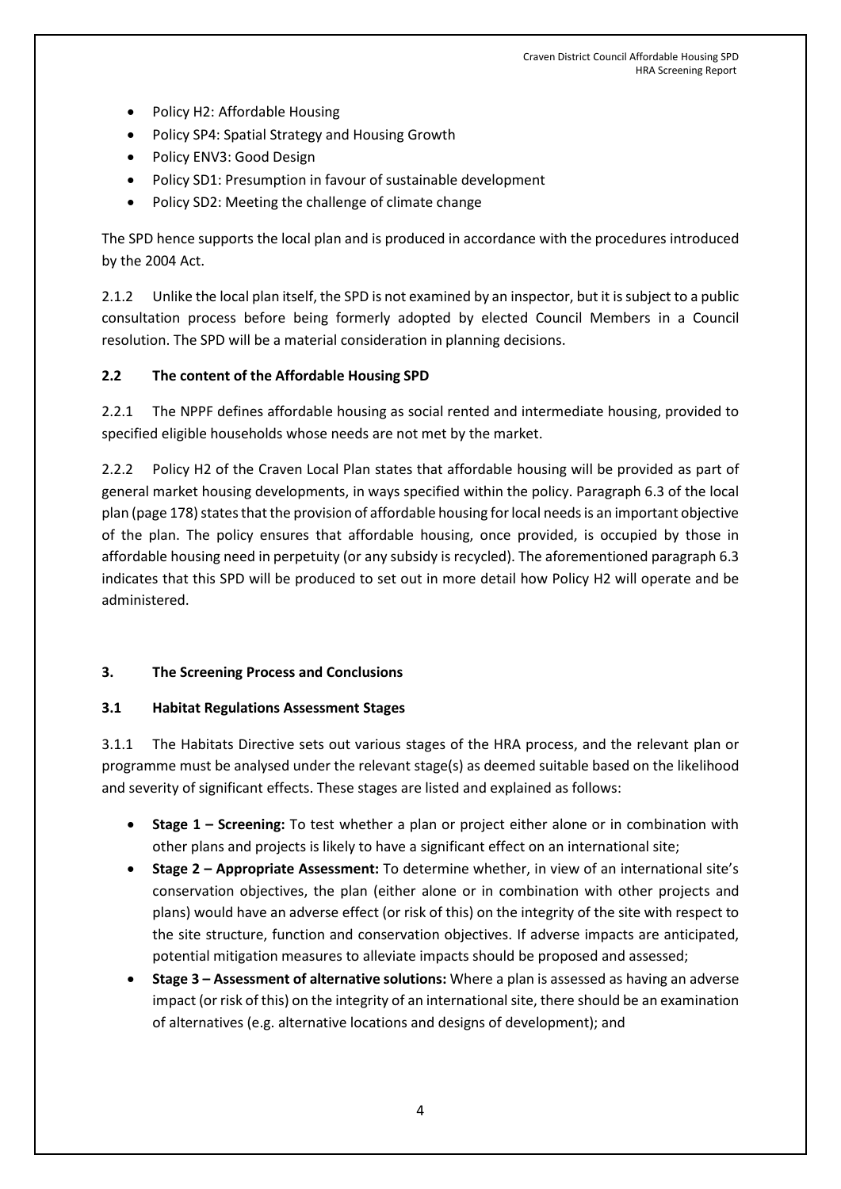- Policy H2: Affordable Housing
- Policy SP4: Spatial Strategy and Housing Growth
- Policy ENV3: Good Design
- Policy SD1: Presumption in favour of sustainable development
- Policy SD2: Meeting the challenge of climate change

The SPD hence supports the local plan and is produced in accordance with the procedures introduced by the 2004 Act.

2.1.2 Unlike the local plan itself, the SPD is not examined by an inspector, but it is subject to a public consultation process before being formerly adopted by elected Council Members in a Council resolution. The SPD will be a material consideration in planning decisions.

### 2.2 The content of the Affordable Housing SPD

2.2.1 The NPPF defines affordable housing as social rented and intermediate housing, provided to specified eligible households whose needs are not met by the market.

2.2.2 Policy H2 of the Craven Local Plan states that affordable housing will be provided as part of general market housing developments, in ways specified within the policy. Paragraph 6.3 of the local plan (page 178) states that the provision of affordable housing for local needs is an important objective of the plan. The policy ensures that affordable housing, once provided, is occupied by those in affordable housing need in perpetuity (or any subsidy is recycled). The aforementioned paragraph 6.3 indicates that this SPD will be produced to set out in more detail how Policy H2 will operate and be administered.

## 3. The Screening Process and Conclusions

### 3.1 Habitat Regulations Assessment Stages

3.1.1 The Habitats Directive sets out various stages of the HRA process, and the relevant plan or programme must be analysed under the relevant stage(s) as deemed suitable based on the likelihood and severity of significant effects. These stages are listed and explained as follows:

- **Stage 1 – Screening:** To test whether a plan or project either alone or in combination with other plans and projects is likely to have a significant effect on an international site;
- **Stage 2 – Appropriate Assessment:** To determine whether, in view of an international site's conservation objectives, the plan (either alone or in combination with other projects and plans) would have an adverse effect (or risk of this) on the integrity of the site with respect to the site structure, function and conservation objectives. If adverse impacts are anticipated, potential mitigation measures to alleviate impacts should be proposed and assessed;
- **Stage 3 – Assessment of alternative solutions:** Where a plan is assessed as having an adverse impact (or risk of this) on the integrity of an international site, there should be an examination of alternatives (e.g. alternative locations and designs of development); and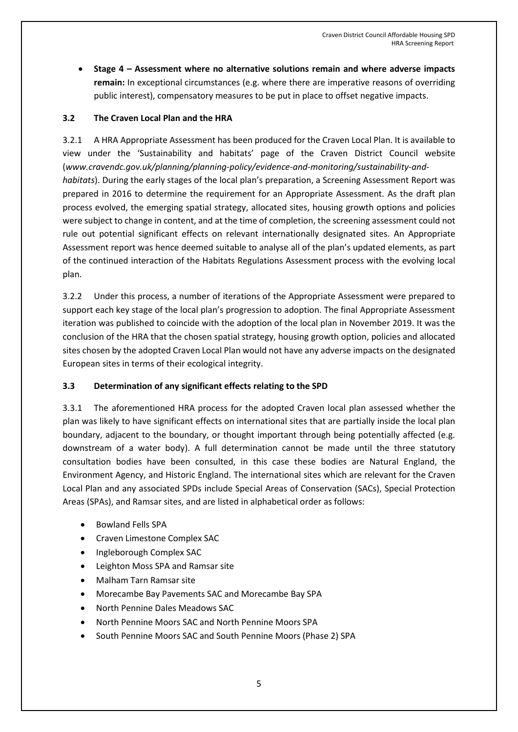- **Stage 4 – Assessment where no alternative solutions remain and where adverse impacts remain:** In exceptional circumstances (e.g. where there are imperative reasons of overriding public interest), compensatory measures to be put in place to offset negative impacts.

### 3.2 The Craven Local Plan and the HRA

3.2.1 A HRA Appropriate Assessment has been produced for the Craven Local Plan. It is available to view under the 'Sustainability and habitats' page of the Craven District Council website (*www.cravendc.gov.uk/planning/planning-policy/evidence-and-monitoring/sustainability-and-habitats*). During the early stages of the local plan's preparation, a Screening Assessment Report was prepared in 2016 to determine the requirement for an Appropriate Assessment. As the draft plan process evolved, the emerging spatial strategy, allocated sites, housing growth options and policies were subject to change in content, and at the time of completion, the screening assessment could not rule out potential significant effects on relevant internationally designated sites. An Appropriate Assessment report was hence deemed suitable to analyse all of the plan's updated elements, as part of the continued interaction of the Habitats Regulations Assessment process with the evolving local plan.

3.2.2 Under this process, a number of iterations of the Appropriate Assessment were prepared to support each key stage of the local plan's progression to adoption. The final Appropriate Assessment iteration was published to coincide with the adoption of the local plan in November 2019. It was the conclusion of the HRA that the chosen spatial strategy, housing growth option, policies and allocated sites chosen by the adopted Craven Local Plan would not have any adverse impacts on the designated European sites in terms of their ecological integrity.

### 3.3 Determination of any significant effects relating to the SPD

3.3.1 The aforementioned HRA process for the adopted Craven local plan assessed whether the plan was likely to have significant effects on international sites that are partially inside the local plan boundary, adjacent to the boundary, or thought important through being potentially affected (e.g. downstream of a water body). A full determination cannot be made until the three statutory consultation bodies have been consulted, in this case these bodies are Natural England, the Environment Agency, and Historic England. The international sites which are relevant for the Craven Local Plan and any associated SPDs include Special Areas of Conservation (SACs), Special Protection Areas (SPAs), and Ramsar sites, and are listed in alphabetical order as follows:

- Bowland Fells SPA
- Craven Limestone Complex SAC
- Ingleborough Complex SAC
- Leighton Moss SPA and Ramsar site
- Malham Tarn Ramsar site
- Morecambe Bay Pavements SAC and Morecambe Bay SPA
- North Pennine Dales Meadows SAC
- North Pennine Moors SAC and North Pennine Moors SPA
- South Pennine Moors SAC and South Pennine Moors (Phase 2) SPA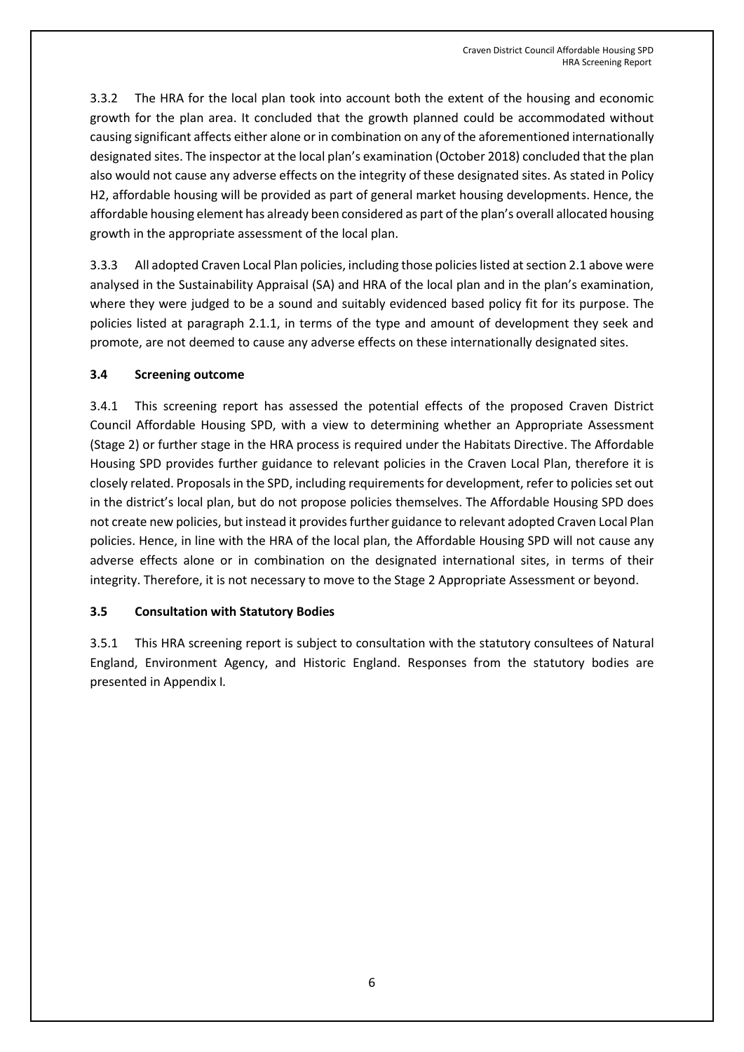3.3.2 The HRA for the local plan took into account both the extent of the housing and economic growth for the plan area. It concluded that the growth planned could be accommodated without causing significant affects either alone or in combination on any of the aforementioned internationally designated sites. The inspector at the local plan's examination (October 2018) concluded that the plan also would not cause any adverse effects on the integrity of these designated sites. As stated in Policy H2, affordable housing will be provided as part of general market housing developments. Hence, the affordable housing element has already been considered as part of the plan's overall allocated housing growth in the appropriate assessment of the local plan.

3.3.3 All adopted Craven Local Plan policies, including those policies listed at section 2.1 above were analysed in the Sustainability Appraisal (SA) and HRA of the local plan and in the plan's examination, where they were judged to be a sound and suitably evidenced based policy fit for its purpose. The policies listed at paragraph 2.1.1, in terms of the type and amount of development they seek and promote, are not deemed to cause any adverse effects on these internationally designated sites.

### 3.4 Screening outcome

3.4.1 This screening report has assessed the potential effects of the proposed Craven District Council Affordable Housing SPD, with a view to determining whether an Appropriate Assessment (Stage 2) or further stage in the HRA process is required under the Habitats Directive. The Affordable Housing SPD provides further guidance to relevant policies in the Craven Local Plan, therefore it is closely related. Proposals in the SPD, including requirements for development, refer to policies set out in the district's local plan, but do not propose policies themselves. The Affordable Housing SPD does not create new policies, but instead it provides further guidance to relevant adopted Craven Local Plan policies. Hence, in line with the HRA of the local plan, the Affordable Housing SPD will not cause any adverse effects alone or in combination on the designated international sites, in terms of their integrity. Therefore, it is not necessary to move to the Stage 2 Appropriate Assessment or beyond.

### 3.5 Consultation with Statutory Bodies

3.5.1 This HRA screening report is subject to consultation with the statutory consultees of Natural England, Environment Agency, and Historic England. Responses from the statutory bodies are presented in Appendix I.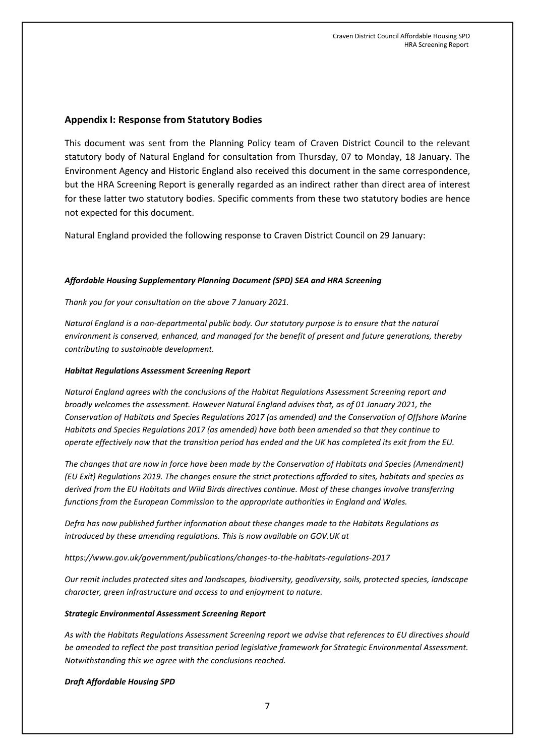## Appendix I: Response from Statutory Bodies

This document was sent from the Planning Policy team of Craven District Council to the relevant statutory body of Natural England for consultation from Thursday, 07 to Monday, 18 January. The Environment Agency and Historic England also received this document in the same correspondence, but the HRA Screening Report is generally regarded as an indirect rather than direct area of interest for these latter two statutory bodies. Specific comments from these two statutory bodies are hence not expected for this document.

Natural England provided the following response to Craven District Council on 29 January:

***Affordable Housing Supplementary Planning Document (SPD) SEA and HRA Screening***

*Thank you for your consultation on the above 7 January 2021.*

*Natural England is a non-departmental public body. Our statutory purpose is to ensure that the natural environment is conserved, enhanced, and managed for the benefit of present and future generations, thereby contributing to sustainable development.*

***Habitat Regulations Assessment Screening Report***

*Natural England agrees with the conclusions of the Habitat Regulations Assessment Screening report and broadly welcomes the assessment. However Natural England advises that, as of 01 January 2021, the Conservation of Habitats and Species Regulations 2017 (as amended) and the Conservation of Offshore Marine Habitats and Species Regulations 2017 (as amended) have both been amended so that they continue to operate effectively now that the transition period has ended and the UK has completed its exit from the EU.*

*The changes that are now in force have been made by the Conservation of Habitats and Species (Amendment) (EU Exit) Regulations 2019. The changes ensure the strict protections afforded to sites, habitats and species as derived from the EU Habitats and Wild Birds directives continue. Most of these changes involve transferring functions from the European Commission to the appropriate authorities in England and Wales.*

*Defra has now published further information about these changes made to the Habitats Regulations as introduced by these amending regulations. This is now available on GOV.UK at*

*https://www.gov.uk/government/publications/changes-to-the-habitats-regulations-2017*

*Our remit includes protected sites and landscapes, biodiversity, geodiversity, soils, protected species, landscape character, green infrastructure and access to and enjoyment to nature.*

***Strategic Environmental Assessment Screening Report***

*As with the Habitats Regulations Assessment Screening report we advise that references to EU directives should be amended to reflect the post transition period legislative framework for Strategic Environmental Assessment. Notwithstanding this we agree with the conclusions reached.*

***Draft Affordable Housing SPD***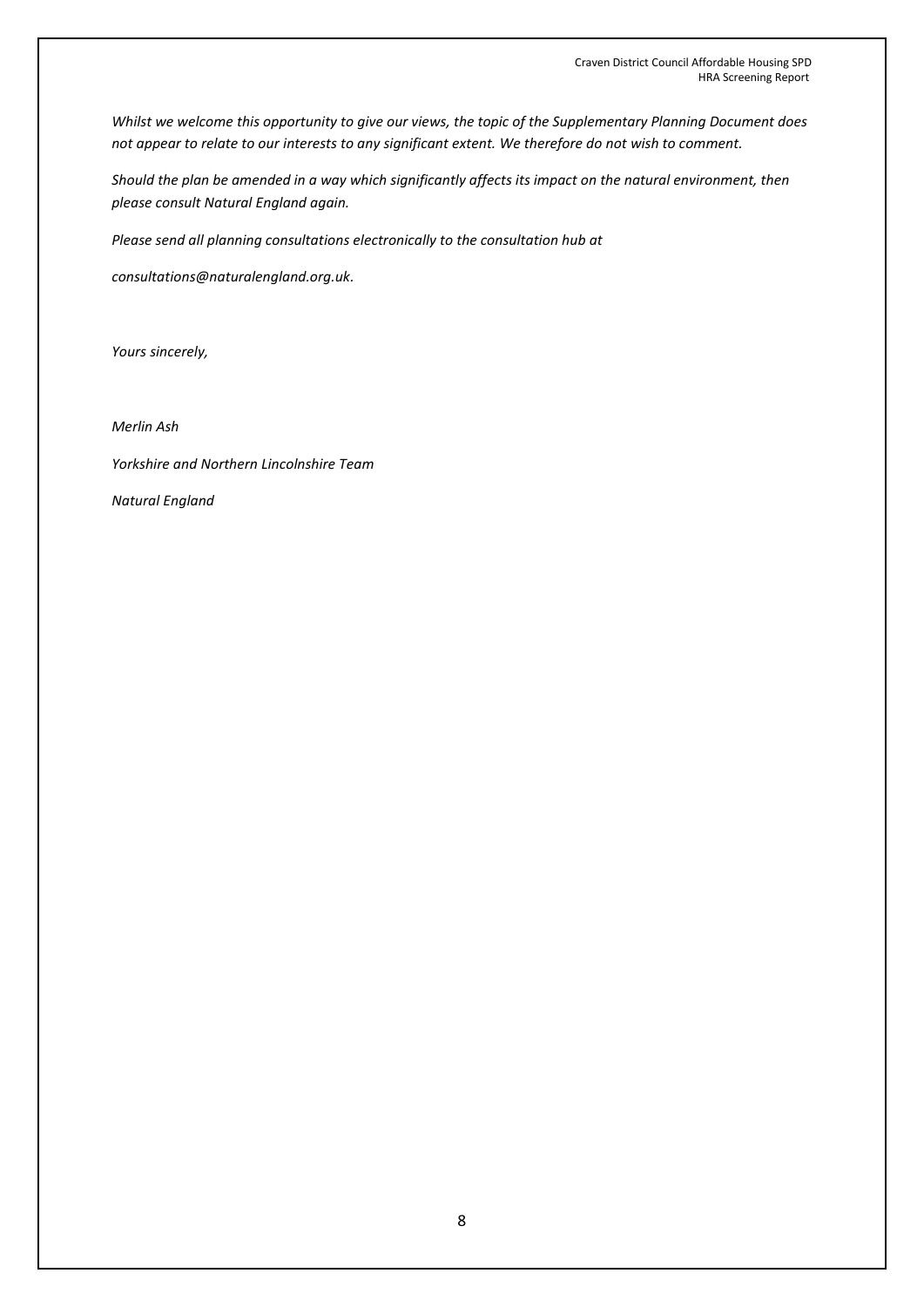*Whilst we welcome this opportunity to give our views, the topic of the Supplementary Planning Document does not appear to relate to our interests to any significant extent. We therefore do not wish to comment.*

*Should the plan be amended in a way which significantly affects its impact on the natural environment, then please consult Natural England again.*

*Please send all planning consultations electronically to the consultation hub at*

*consultations@naturalengland.org.uk.*

*Yours sincerely,*

*Merlin Ash*

*Yorkshire and Northern Lincolnshire Team*

*Natural England*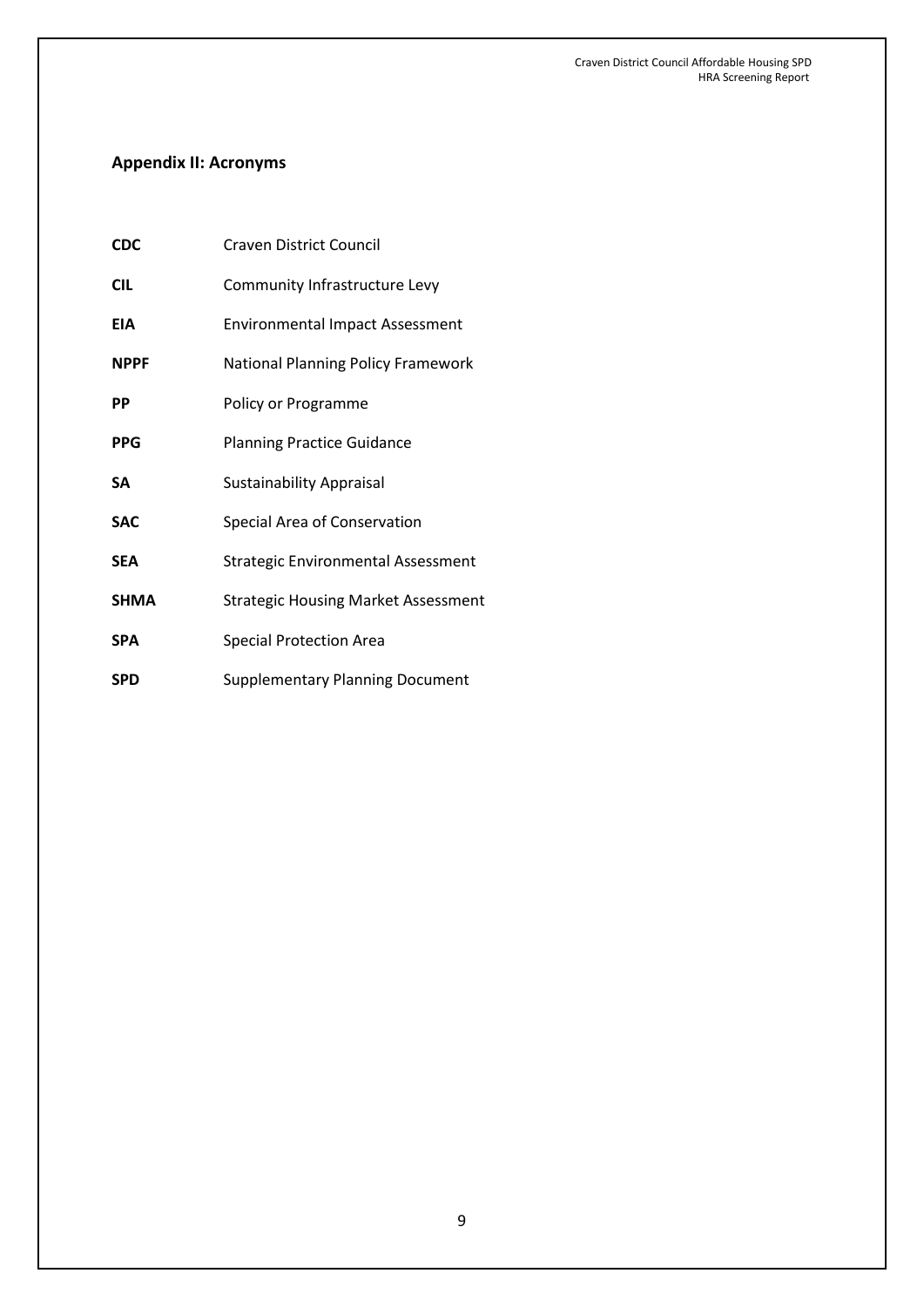## Appendix II: Acronyms

| | |
|---|---|
| **CDC** | Craven District Council |
| **CIL** | Community Infrastructure Levy |
| **EIA** | Environmental Impact Assessment |
| **NPPF** | National Planning Policy Framework |
| **PP** | Policy or Programme |
| **PPG** | Planning Practice Guidance |
| **SA** | Sustainability Appraisal |
| **SAC** | Special Area of Conservation |
| **SEA** | Strategic Environmental Assessment |
| **SHMA** | Strategic Housing Market Assessment |
| **SPA** | Special Protection Area |
| **SPD** | Supplementary Planning Document |